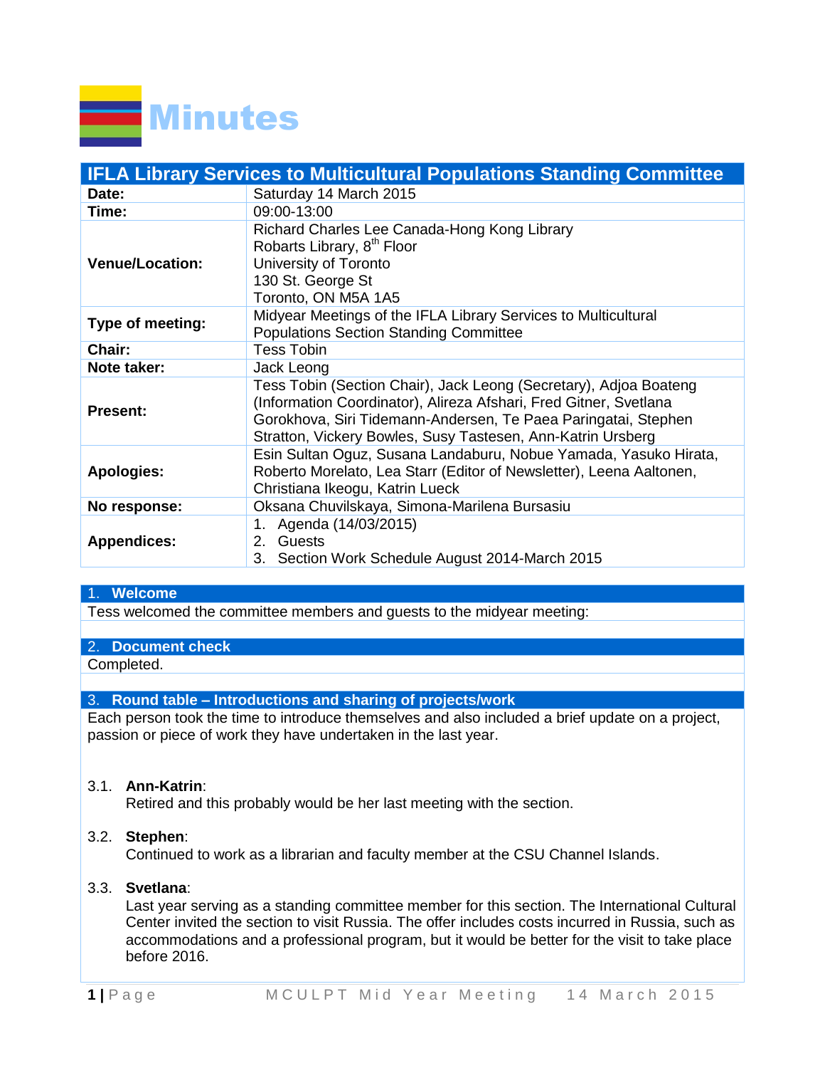# Minutes

| IFLA Library Services to Multicultural Populations Standing Committee | |
|---|---|
| **Date:** | Saturday 14 March 2015 |
| **Time:** | 09:00-13:00 |
| **Venue/Location:** | Richard Charles Lee Canada-Hong Kong Library<br>Robarts Library, 8th Floor<br>University of Toronto<br>130 St. George St<br>Toronto, ON M5A 1A5 |
| **Type of meeting:** | Midyear Meetings of the IFLA Library Services to Multicultural Populations Section Standing Committee |
| **Chair:** | Tess Tobin |
| **Note taker:** | Jack Leong |
| **Present:** | Tess Tobin (Section Chair), Jack Leong (Secretary), Adjoa Boateng (Information Coordinator), Alireza Afshari, Fred Gitner, Svetlana Gorokhova, Siri Tidemann-Andersen, Te Paea Paringatai, Stephen Stratton, Vickery Bowles, Susy Tastesen, Ann-Katrin Ursberg |
| **Apologies:** | Esin Sultan Oguz, Susana Landaburu, Nobue Yamada, Yasuko Hirata, Roberto Morelato, Lea Starr (Editor of Newsletter), Leena Aaltonen, Christiana Ikeogu, Katrin Lueck |
| **No response:** | Oksana Chuvilskaya, Simona-Marilena Bursasiu |
| **Appendices:** | 1. Agenda (14/03/2015)<br>2. Guests<br>3. Section Work Schedule August 2014-March 2015 |

## 1. Welcome

Tess welcomed the committee members and guests to the midyear meeting:

## 2. Document check

Completed.

## 3. Round table – Introductions and sharing of projects/work

Each person took the time to introduce themselves and also included a brief update on a project, passion or piece of work they have undertaken in the last year.

3.1. **Ann-Katrin**:
Retired and this probably would be her last meeting with the section.

3.2. **Stephen**:
Continued to work as a librarian and faculty member at the CSU Channel Islands.

3.3. **Svetlana**:
Last year serving as a standing committee member for this section. The International Cultural Center invited the section to visit Russia. The offer includes costs incurred in Russia, such as accommodations and a professional program, but it would be better for the visit to take place before 2016.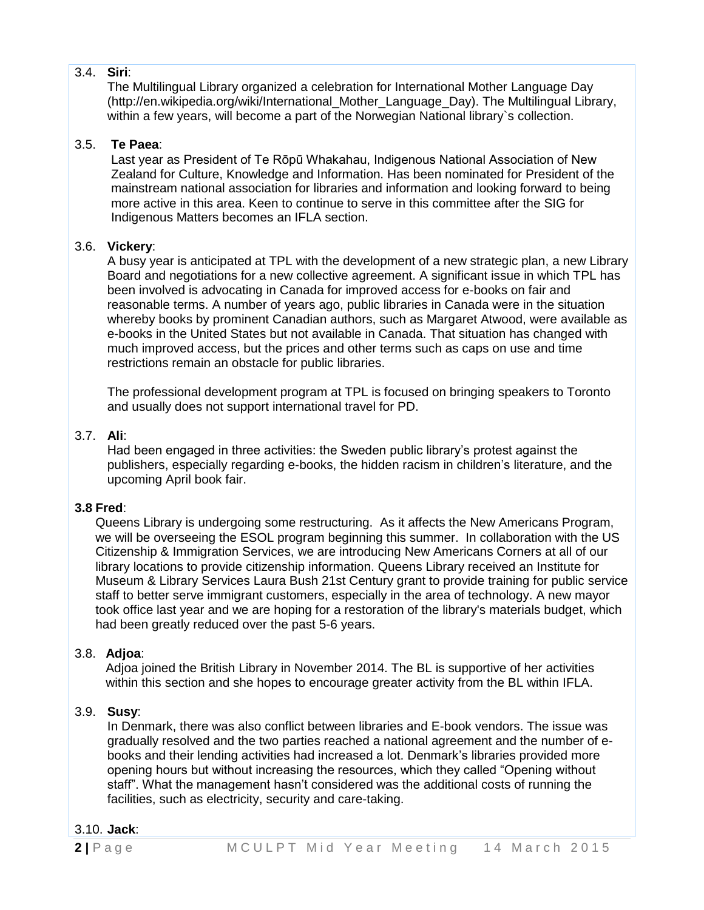3.4. **Siri**:

The Multilingual Library organized a celebration for International Mother Language Day (http://en.wikipedia.org/wiki/International_Mother_Language_Day). The Multilingual Library, within a few years, will become a part of the Norwegian National library`s collection.

3.5. **Te Paea**:

Last year as President of Te Rōpū Whakahau, Indigenous National Association of New Zealand for Culture, Knowledge and Information. Has been nominated for President of the mainstream national association for libraries and information and looking forward to being more active in this area. Keen to continue to serve in this committee after the SIG for Indigenous Matters becomes an IFLA section.

3.6. **Vickery**:

A busy year is anticipated at TPL with the development of a new strategic plan, a new Library Board and negotiations for a new collective agreement. A significant issue in which TPL has been involved is advocating in Canada for improved access for e-books on fair and reasonable terms. A number of years ago, public libraries in Canada were in the situation whereby books by prominent Canadian authors, such as Margaret Atwood, were available as e-books in the United States but not available in Canada. That situation has changed with much improved access, but the prices and other terms such as caps on use and time restrictions remain an obstacle for public libraries.

The professional development program at TPL is focused on bringing speakers to Toronto and usually does not support international travel for PD.

3.7. **Ali**:

Had been engaged in three activities: the Sweden public library's protest against the publishers, especially regarding e-books, the hidden racism in children's literature, and the upcoming April book fair.

**3.8 Fred**:

Queens Library is undergoing some restructuring. As it affects the New Americans Program, we will be overseeing the ESOL program beginning this summer. In collaboration with the US Citizenship & Immigration Services, we are introducing New Americans Corners at all of our library locations to provide citizenship information. Queens Library received an Institute for Museum & Library Services Laura Bush 21st Century grant to provide training for public service staff to better serve immigrant customers, especially in the area of technology. A new mayor took office last year and we are hoping for a restoration of the library's materials budget, which had been greatly reduced over the past 5-6 years.

3.8. **Adjoa**:

Adjoa joined the British Library in November 2014. The BL is supportive of her activities within this section and she hopes to encourage greater activity from the BL within IFLA.

3.9. **Susy**:

In Denmark, there was also conflict between libraries and E-book vendors. The issue was gradually resolved and the two parties reached a national agreement and the number of e-books and their lending activities had increased a lot. Denmark's libraries provided more opening hours but without increasing the resources, which they called "Opening without staff". What the management hasn't considered was the additional costs of running the facilities, such as electricity, security and care-taking.

3.10. **Jack**: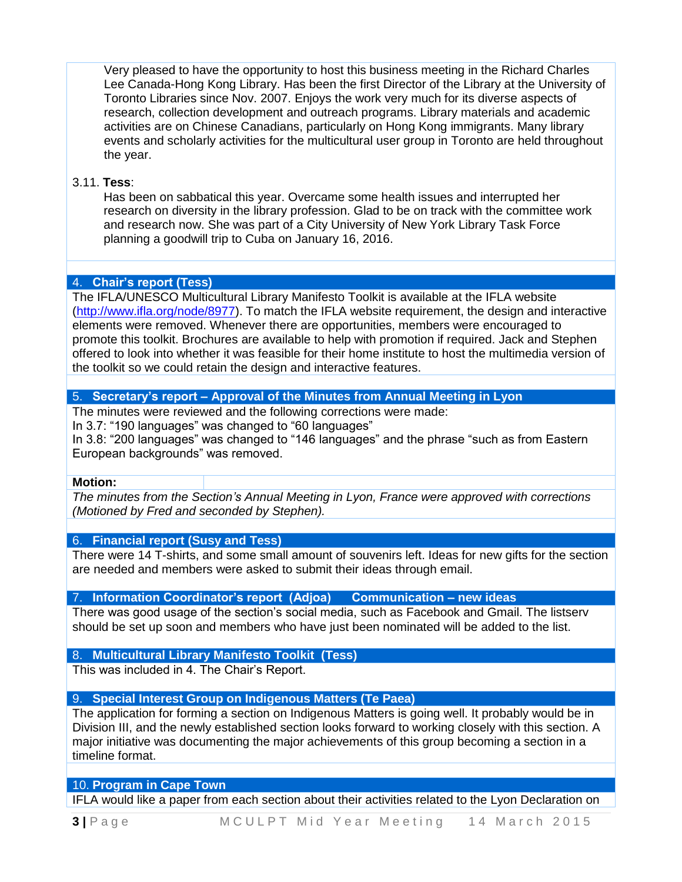Very pleased to have the opportunity to host this business meeting in the Richard Charles Lee Canada-Hong Kong Library. Has been the first Director of the Library at the University of Toronto Libraries since Nov. 2007. Enjoys the work very much for its diverse aspects of research, collection development and outreach programs. Library materials and academic activities are on Chinese Canadians, particularly on Hong Kong immigrants. Many library events and scholarly activities for the multicultural user group in Toronto are held throughout the year.

3.11. **Tess**:

Has been on sabbatical this year. Overcame some health issues and interrupted her research on diversity in the library profession. Glad to be on track with the committee work and research now. She was part of a City University of New York Library Task Force planning a goodwill trip to Cuba on January 16, 2016.

## 4. Chair's report (Tess)

The IFLA/UNESCO Multicultural Library Manifesto Toolkit is available at the IFLA website (http://www.ifla.org/node/8977). To match the IFLA website requirement, the design and interactive elements were removed. Whenever there are opportunities, members were encouraged to promote this toolkit. Brochures are available to help with promotion if required. Jack and Stephen offered to look into whether it was feasible for their home institute to host the multimedia version of the toolkit so we could retain the design and interactive features.

## 5. Secretary's report – Approval of the Minutes from Annual Meeting in Lyon

The minutes were reviewed and the following corrections were made:
In 3.7: "190 languages" was changed to "60 languages"
In 3.8: "200 languages" was changed to "146 languages" and the phrase "such as from Eastern European backgrounds" was removed.

**Motion:**

*The minutes from the Section's Annual Meeting in Lyon, France were approved with corrections (Motioned by Fred and seconded by Stephen).*

## 6. Financial report (Susy and Tess)

There were 14 T-shirts, and some small amount of souvenirs left. Ideas for new gifts for the section are needed and members were asked to submit their ideas through email.

## 7. Information Coordinator's report (Adjoa) Communication – new ideas

There was good usage of the section's social media, such as Facebook and Gmail. The listserv should be set up soon and members who have just been nominated will be added to the list.

## 8. Multicultural Library Manifesto Toolkit (Tess)

This was included in 4. The Chair's Report.

## 9. Special Interest Group on Indigenous Matters (Te Paea)

The application for forming a section on Indigenous Matters is going well. It probably would be in Division III, and the newly established section looks forward to working closely with this section. A major initiative was documenting the major achievements of this group becoming a section in a timeline format.

## 10. Program in Cape Town

IFLA would like a paper from each section about their activities related to the Lyon Declaration on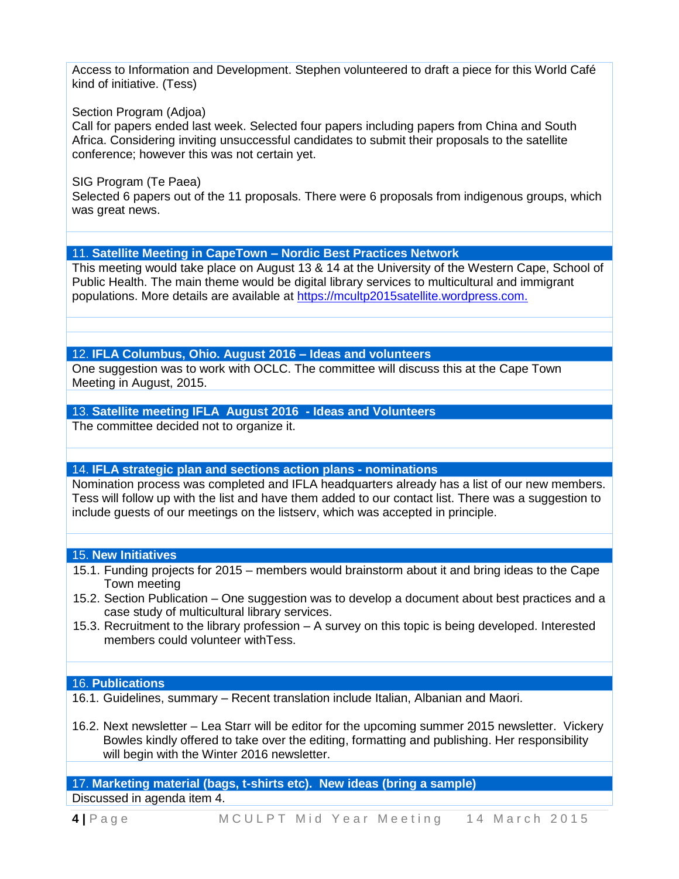Access to Information and Development. Stephen volunteered to draft a piece for this World Café kind of initiative. (Tess)

Section Program (Adjoa)
Call for papers ended last week. Selected four papers including papers from China and South Africa. Considering inviting unsuccessful candidates to submit their proposals to the satellite conference; however this was not certain yet.

SIG Program (Te Paea)
Selected 6 papers out of the 11 proposals. There were 6 proposals from indigenous groups, which was great news.

## 11. Satellite Meeting in CapeTown – Nordic Best Practices Network

This meeting would take place on August 13 & 14 at the University of the Western Cape, School of Public Health. The main theme would be digital library services to multicultural and immigrant populations. More details are available at https://mcultp2015satellite.wordpress.com.

## 12. IFLA Columbus, Ohio. August 2016 – Ideas and volunteers

One suggestion was to work with OCLC. The committee will discuss this at the Cape Town Meeting in August, 2015.

## 13. Satellite meeting IFLA August 2016 - Ideas and Volunteers

The committee decided not to organize it.

## 14. IFLA strategic plan and sections action plans - nominations

Nomination process was completed and IFLA headquarters already has a list of our new members. Tess will follow up with the list and have them added to our contact list. There was a suggestion to include guests of our meetings on the listserv, which was accepted in principle.

## 15. New Initiatives

15.1. Funding projects for 2015 – members would brainstorm about it and bring ideas to the Cape Town meeting

15.2. Section Publication – One suggestion was to develop a document about best practices and a case study of multicultural library services.

15.3. Recruitment to the library profession – A survey on this topic is being developed. Interested members could volunteer withTess.

## 16. Publications

16.1. Guidelines, summary – Recent translation include Italian, Albanian and Maori.

16.2. Next newsletter – Lea Starr will be editor for the upcoming summer 2015 newsletter. Vickery Bowles kindly offered to take over the editing, formatting and publishing. Her responsibility will begin with the Winter 2016 newsletter.

## 17. Marketing material (bags, t-shirts etc). New ideas (bring a sample)

Discussed in agenda item 4.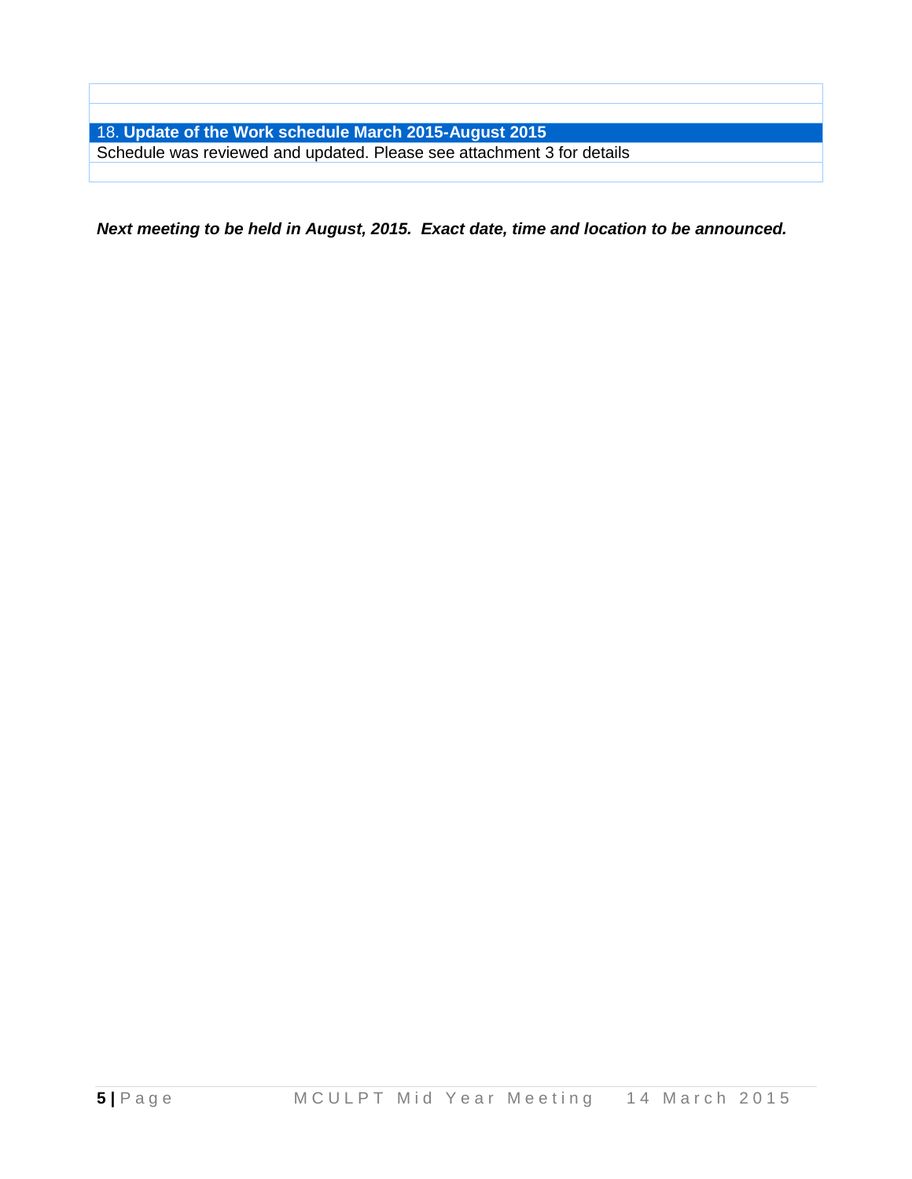| 18. **Update of the Work schedule March 2015-August 2015** |
| --- |
| Schedule was reviewed and updated. Please see attachment 3 for details |

***Next meeting to be held in August, 2015. Exact date, time and location to be announced.***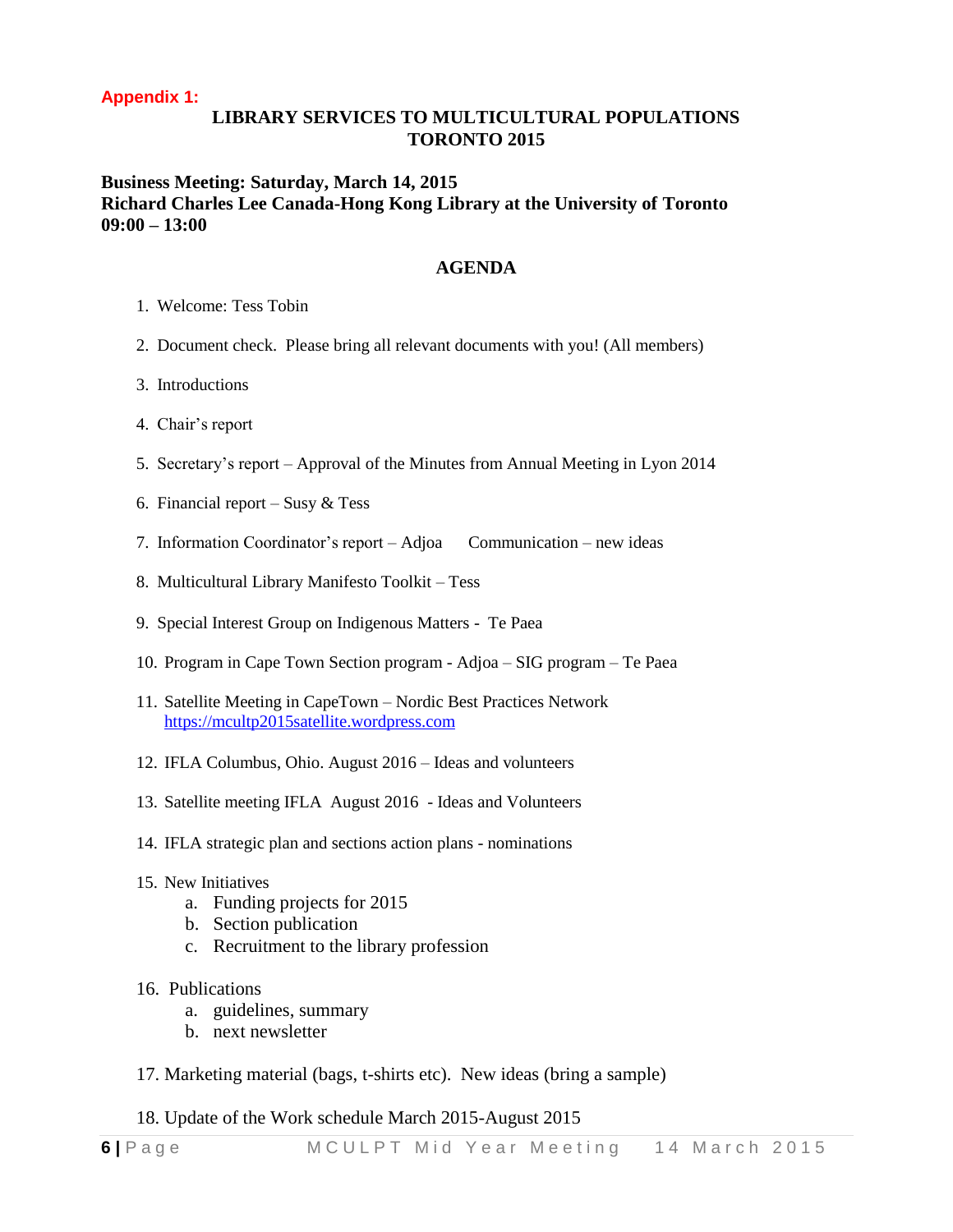**Appendix 1:**

## LIBRARY SERVICES TO MULTICULTURAL POPULATIONS
## TORONTO 2015

**Business Meeting: Saturday, March 14, 2015**
**Richard Charles Lee Canada-Hong Kong Library at the University of Toronto**
**09:00 – 13:00**

### AGENDA

1. Welcome: Tess Tobin
2. Document check. Please bring all relevant documents with you! (All members)
3. Introductions
4. Chair's report
5. Secretary's report – Approval of the Minutes from Annual Meeting in Lyon 2014
6. Financial report – Susy & Tess
7. Information Coordinator's report – Adjoa Communication – new ideas
8. Multicultural Library Manifesto Toolkit – Tess
9. Special Interest Group on Indigenous Matters - Te Paea
10. Program in Cape Town Section program - Adjoa – SIG program – Te Paea
11. Satellite Meeting in CapeTown – Nordic Best Practices Network https://mcultp2015satellite.wordpress.com
12. IFLA Columbus, Ohio. August 2016 – Ideas and volunteers
13. Satellite meeting IFLA August 2016 - Ideas and Volunteers
14. IFLA strategic plan and sections action plans - nominations
15. New Initiatives
    a. Funding projects for 2015
    b. Section publication
    c. Recruitment to the library profession
16. Publications
    a. guidelines, summary
    b. next newsletter
17. Marketing material (bags, t-shirts etc). New ideas (bring a sample)
18. Update of the Work schedule March 2015-August 2015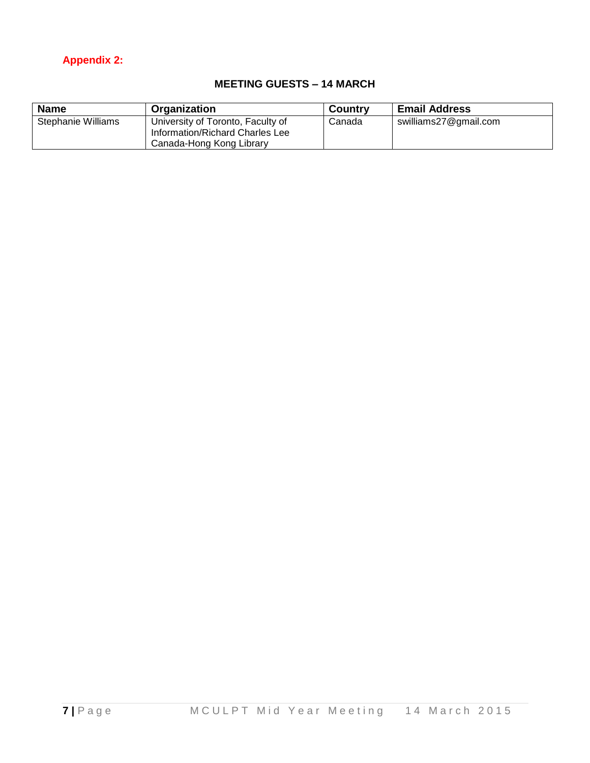**Appendix 2:**

## MEETING GUESTS – 14 MARCH

| Name | Organization | Country | Email Address |
| --- | --- | --- | --- |
| Stephanie Williams | University of Toronto, Faculty of Information/Richard Charles Lee Canada-Hong Kong Library | Canada | swilliams27@gmail.com |